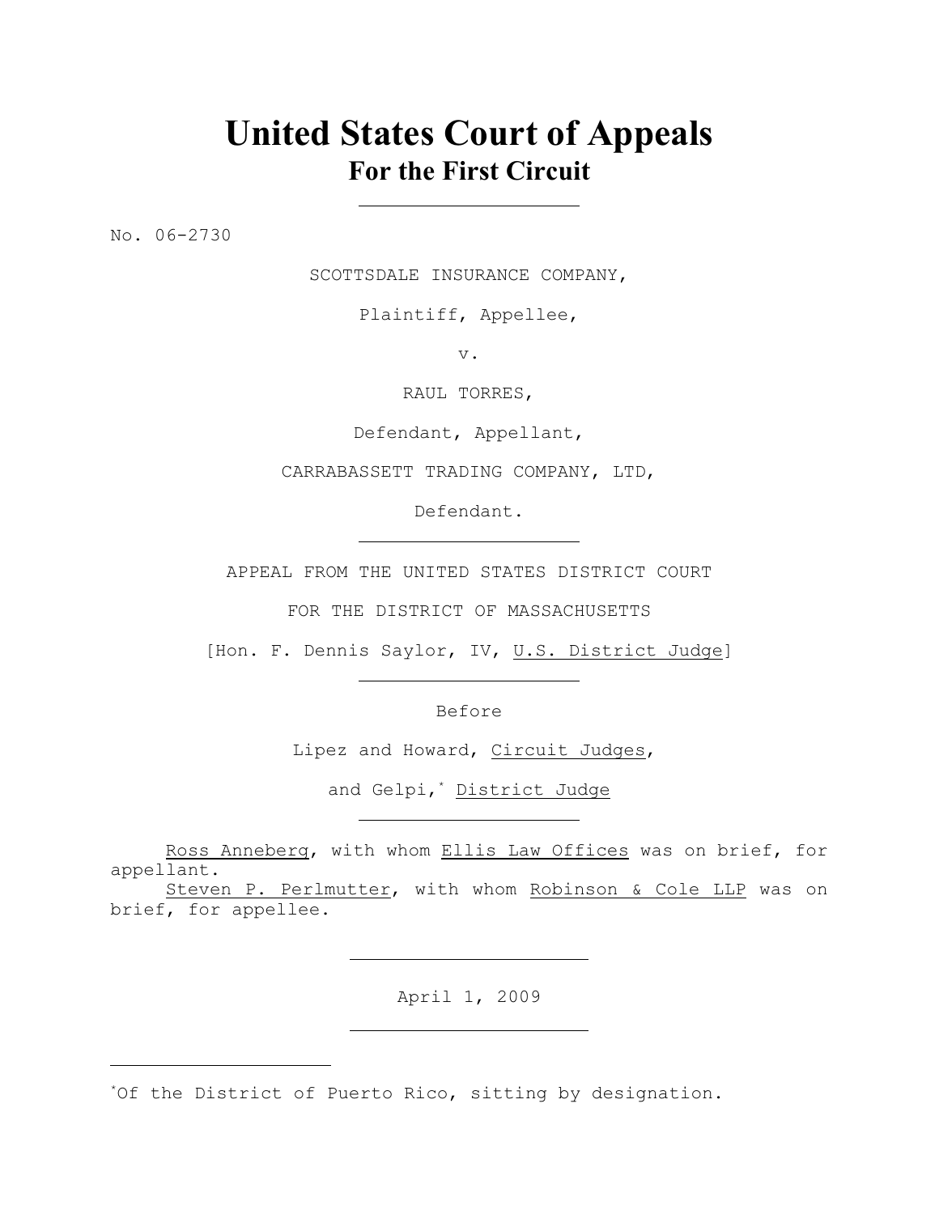# United States Court of Appeals
## For the First Circuit

No. 06-2730

SCOTTSDALE INSURANCE COMPANY,

Plaintiff, Appellee,

v.

RAUL TORRES,

Defendant, Appellant,

CARRABASSETT TRADING COMPANY, LTD,

Defendant.

APPEAL FROM THE UNITED STATES DISTRICT COURT

FOR THE DISTRICT OF MASSACHUSETTS

[Hon. F. Dennis Saylor, IV, U.S. District Judge]

Before

Lipez and Howard, Circuit Judges,

and Gelpi,[*] District Judge

Ross Anneberg, with whom Ellis Law Offices was on brief, for appellant.

Steven P. Perlmutter, with whom Robinson & Cole LLP was on brief, for appellee.

April 1, 2009

[*] Of the District of Puerto Rico, sitting by designation.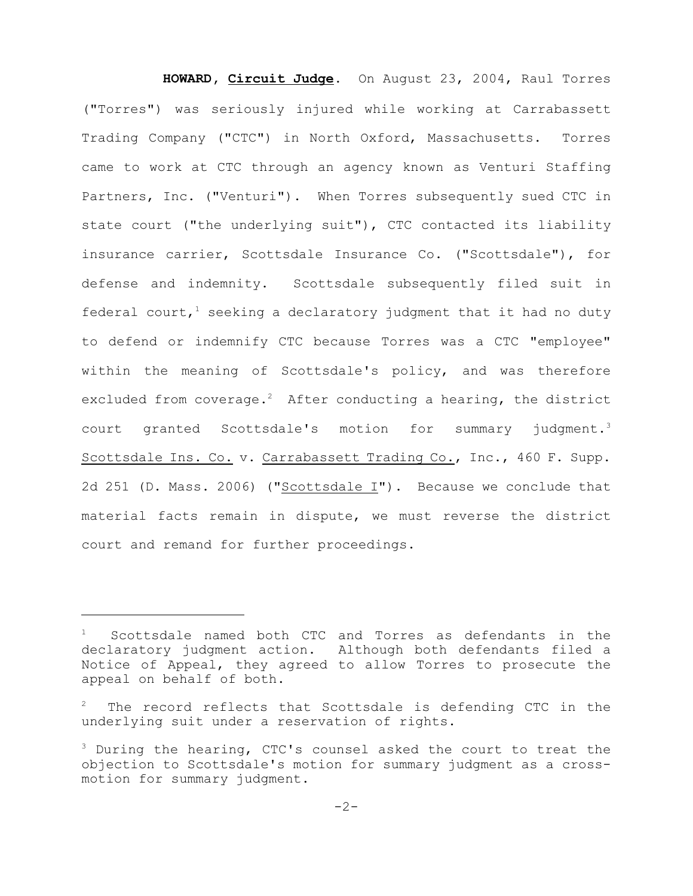**HOWARD**, **Circuit Judge**. On August 23, 2004, Raul Torres ("Torres") was seriously injured while working at Carrabassett Trading Company ("CTC") in North Oxford, Massachusetts. Torres came to work at CTC through an agency known as Venturi Staffing Partners, Inc. ("Venturi"). When Torres subsequently sued CTC in state court ("the underlying suit"), CTC contacted its liability insurance carrier, Scottsdale Insurance Co. ("Scottsdale"), for defense and indemnity. Scottsdale subsequently filed suit in federal court,[1] seeking a declaratory judgment that it had no duty to defend or indemnify CTC because Torres was a CTC "employee" within the meaning of Scottsdale's policy, and was therefore excluded from coverage.[2] After conducting a hearing, the district court granted Scottsdale's motion for summary judgment.[3] Scottsdale Ins. Co. v. Carrabassett Trading Co., Inc., 460 F. Supp. 2d 251 (D. Mass. 2006) ("Scottsdale I"). Because we conclude that material facts remain in dispute, we must reverse the district court and remand for further proceedings.

---

[1] Scottsdale named both CTC and Torres as defendants in the declaratory judgment action. Although both defendants filed a Notice of Appeal, they agreed to allow Torres to prosecute the appeal on behalf of both.

[2] The record reflects that Scottsdale is defending CTC in the underlying suit under a reservation of rights.

[3] During the hearing, CTC's counsel asked the court to treat the objection to Scottsdale's motion for summary judgment as a cross-motion for summary judgment.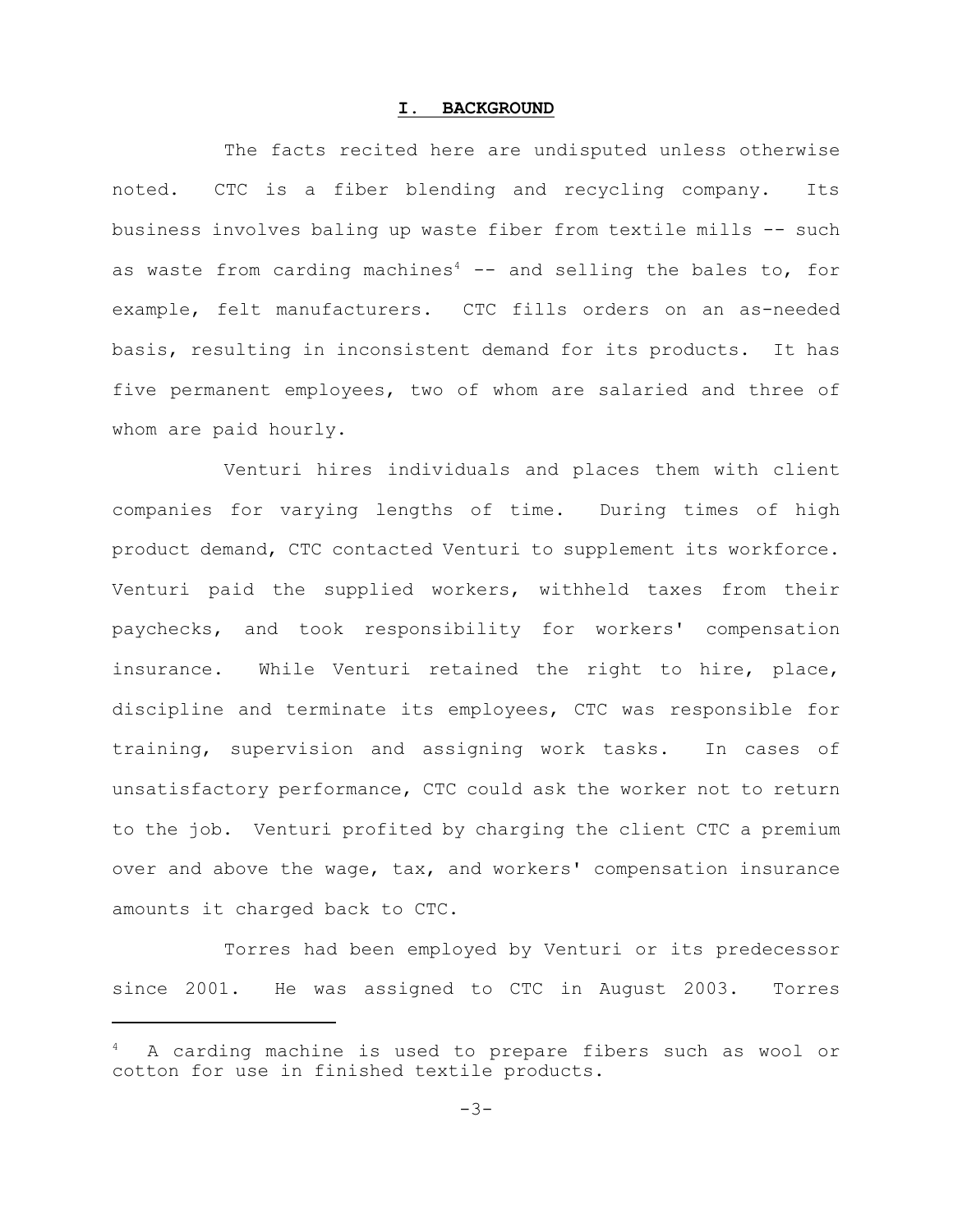## I. BACKGROUND

The facts recited here are undisputed unless otherwise noted. CTC is a fiber blending and recycling company. Its business involves baling up waste fiber from textile mills -- such as waste from carding machines[4] -- and selling the bales to, for example, felt manufacturers. CTC fills orders on an as-needed basis, resulting in inconsistent demand for its products. It has five permanent employees, two of whom are salaried and three of whom are paid hourly.

Venturi hires individuals and places them with client companies for varying lengths of time. During times of high product demand, CTC contacted Venturi to supplement its workforce. Venturi paid the supplied workers, withheld taxes from their paychecks, and took responsibility for workers' compensation insurance. While Venturi retained the right to hire, place, discipline and terminate its employees, CTC was responsible for training, supervision and assigning work tasks. In cases of unsatisfactory performance, CTC could ask the worker not to return to the job. Venturi profited by charging the client CTC a premium over and above the wage, tax, and workers' compensation insurance amounts it charged back to CTC.

Torres had been employed by Venturi or its predecessor since 2001. He was assigned to CTC in August 2003. Torres

---

[4] A carding machine is used to prepare fibers such as wool or cotton for use in finished textile products.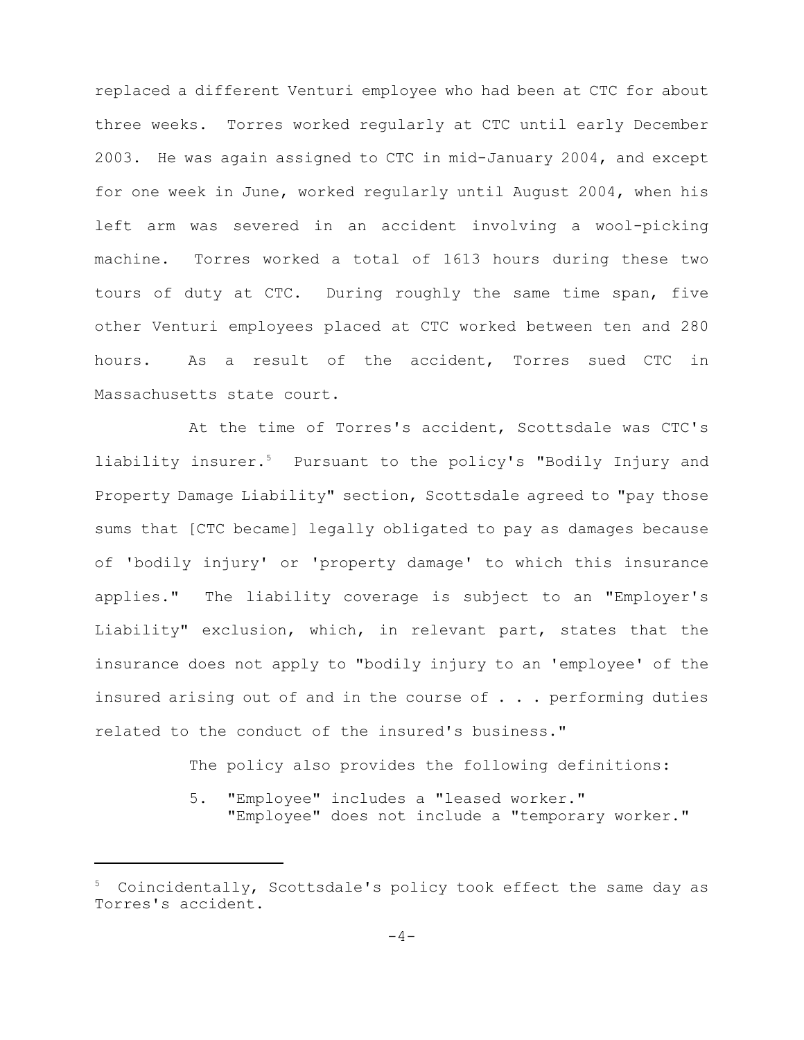replaced a different Venturi employee who had been at CTC for about three weeks. Torres worked regularly at CTC until early December 2003. He was again assigned to CTC in mid-January 2004, and except for one week in June, worked regularly until August 2004, when his left arm was severed in an accident involving a wool-picking machine. Torres worked a total of 1613 hours during these two tours of duty at CTC. During roughly the same time span, five other Venturi employees placed at CTC worked between ten and 280 hours. As a result of the accident, Torres sued CTC in Massachusetts state court.

At the time of Torres's accident, Scottsdale was CTC's liability insurer.[5] Pursuant to the policy's "Bodily Injury and Property Damage Liability" section, Scottsdale agreed to "pay those sums that [CTC became] legally obligated to pay as damages because of 'bodily injury' or 'property damage' to which this insurance applies." The liability coverage is subject to an "Employer's Liability" exclusion, which, in relevant part, states that the insurance does not apply to "bodily injury to an 'employee' of the insured arising out of and in the course of . . . performing duties related to the conduct of the insured's business."

The policy also provides the following definitions:

> 5. "Employee" includes a "leased worker." "Employee" does not include a "temporary worker."

[5] Coincidentally, Scottsdale's policy took effect the same day as Torres's accident.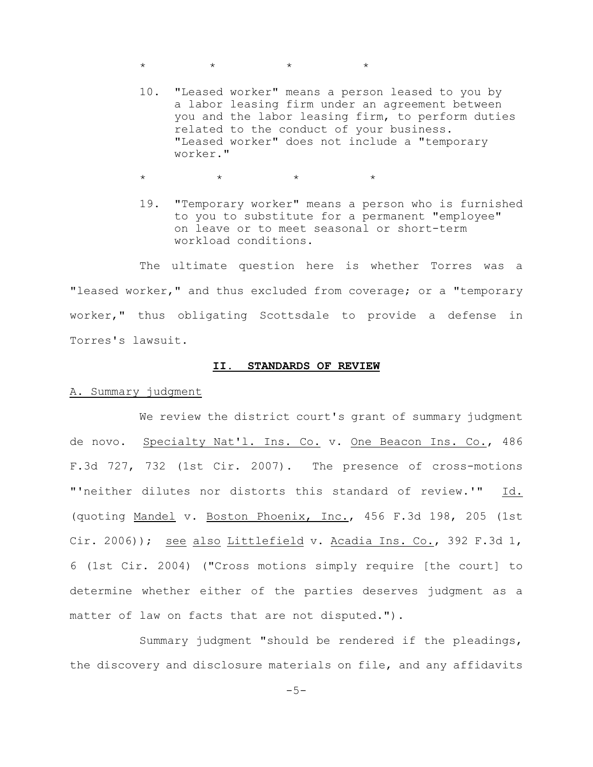\* \* \* \*

10. "Leased worker" means a person leased to you by a labor leasing firm under an agreement between you and the labor leasing firm, to perform duties related to the conduct of your business. "Leased worker" does not include a "temporary worker."

\* \* \* \*

19. "Temporary worker" means a person who is furnished to you to substitute for a permanent "employee" on leave or to meet seasonal or short-term workload conditions.

The ultimate question here is whether Torres was a "leased worker," and thus excluded from coverage; or a "temporary worker," thus obligating Scottsdale to provide a defense in Torres's lawsuit.

## II. STANDARDS OF REVIEW

### A. Summary judgment

We review the district court's grant of summary judgment de novo. Specialty Nat'l. Ins. Co. v. One Beacon Ins. Co., 486 F.3d 727, 732 (1st Cir. 2007). The presence of cross-motions "'neither dilutes nor distorts this standard of review.'" Id. (quoting Mandel v. Boston Phoenix, Inc., 456 F.3d 198, 205 (1st Cir. 2006)); see also Littlefield v. Acadia Ins. Co., 392 F.3d 1, 6 (1st Cir. 2004) ("Cross motions simply require [the court] to determine whether either of the parties deserves judgment as a matter of law on facts that are not disputed.").

Summary judgment "should be rendered if the pleadings, the discovery and disclosure materials on file, and any affidavits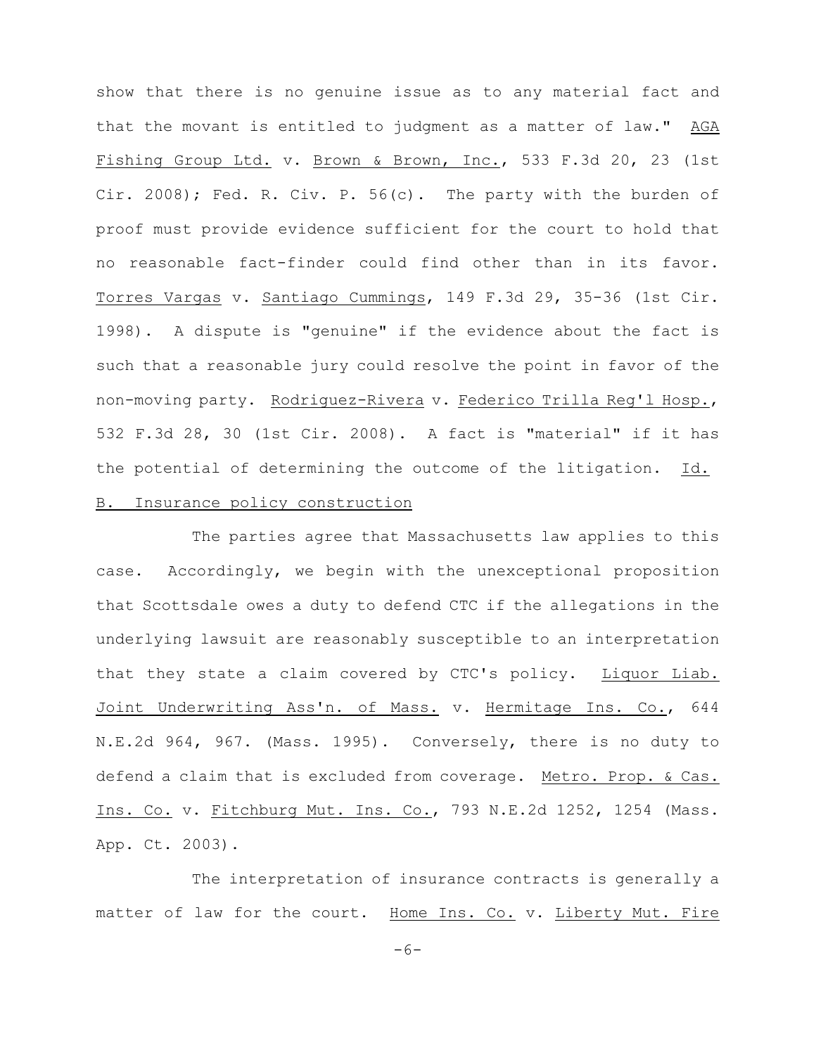show that there is no genuine issue as to any material fact and that the movant is entitled to judgment as a matter of law." AGA Fishing Group Ltd. v. Brown & Brown, Inc., 533 F.3d 20, 23 (1st Cir. 2008); Fed. R. Civ. P. 56(c). The party with the burden of proof must provide evidence sufficient for the court to hold that no reasonable fact-finder could find other than in its favor. Torres Vargas v. Santiago Cummings, 149 F.3d 29, 35-36 (1st Cir. 1998). A dispute is "genuine" if the evidence about the fact is such that a reasonable jury could resolve the point in favor of the non-moving party. Rodriguez-Rivera v. Federico Trilla Reg'l Hosp., 532 F.3d 28, 30 (1st Cir. 2008). A fact is "material" if it has the potential of determining the outcome of the litigation. Id.

B. Insurance policy construction

The parties agree that Massachusetts law applies to this case. Accordingly, we begin with the unexceptional proposition that Scottsdale owes a duty to defend CTC if the allegations in the underlying lawsuit are reasonably susceptible to an interpretation that they state a claim covered by CTC's policy. Liquor Liab. Joint Underwriting Ass'n. of Mass. v. Hermitage Ins. Co., 644 N.E.2d 964, 967. (Mass. 1995). Conversely, there is no duty to defend a claim that is excluded from coverage. Metro. Prop. & Cas. Ins. Co. v. Fitchburg Mut. Ins. Co., 793 N.E.2d 1252, 1254 (Mass. App. Ct. 2003).

The interpretation of insurance contracts is generally a matter of law for the court. Home Ins. Co. v. Liberty Mut. Fire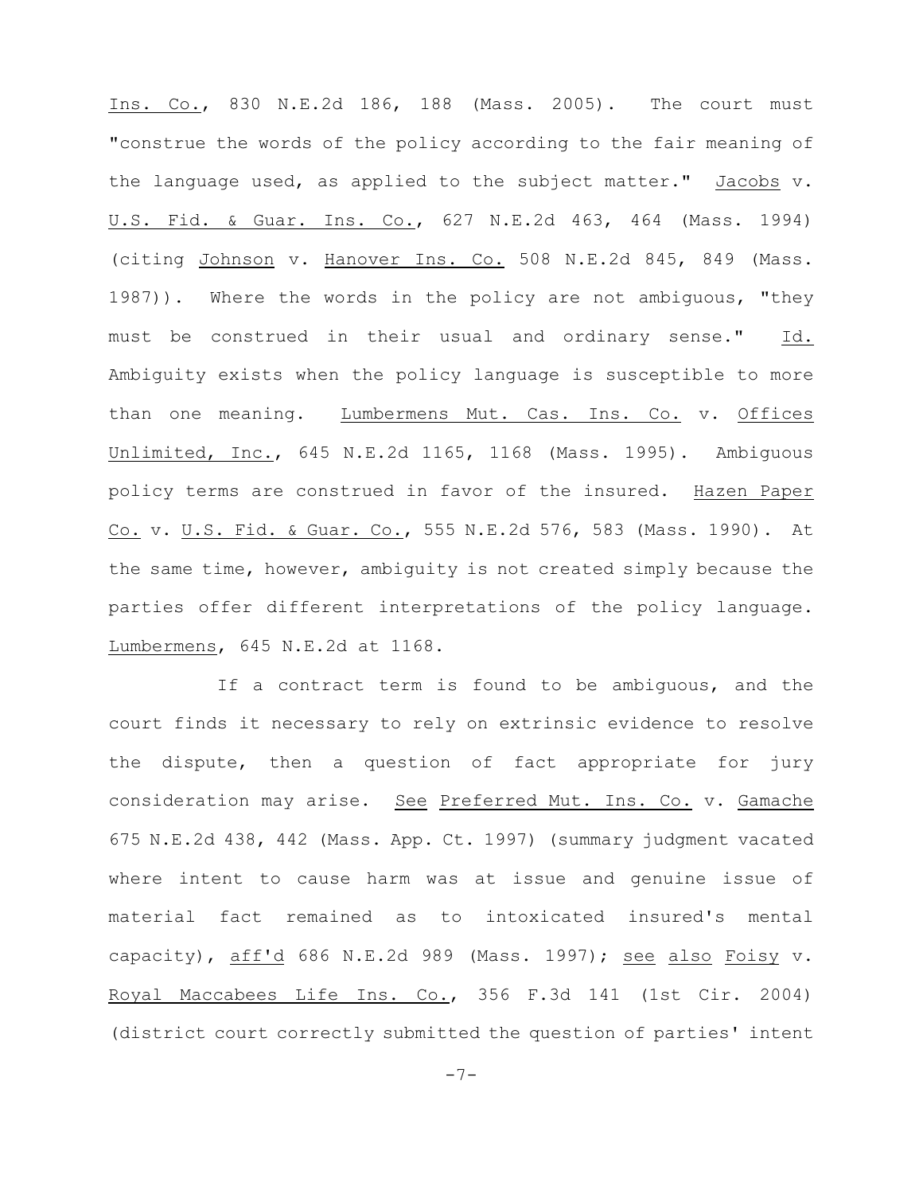Ins. Co., 830 N.E.2d 186, 188 (Mass. 2005). The court must "construe the words of the policy according to the fair meaning of the language used, as applied to the subject matter." Jacobs v. U.S. Fid. & Guar. Ins. Co., 627 N.E.2d 463, 464 (Mass. 1994) (citing Johnson v. Hanover Ins. Co. 508 N.E.2d 845, 849 (Mass. 1987)). Where the words in the policy are not ambiguous, "they must be construed in their usual and ordinary sense." Id. Ambiguity exists when the policy language is susceptible to more than one meaning. Lumbermens Mut. Cas. Ins. Co. v. Offices Unlimited, Inc., 645 N.E.2d 1165, 1168 (Mass. 1995). Ambiguous policy terms are construed in favor of the insured. Hazen Paper Co. v. U.S. Fid. & Guar. Co., 555 N.E.2d 576, 583 (Mass. 1990). At the same time, however, ambiguity is not created simply because the parties offer different interpretations of the policy language. Lumbermens, 645 N.E.2d at 1168.

If a contract term is found to be ambiguous, and the court finds it necessary to rely on extrinsic evidence to resolve the dispute, then a question of fact appropriate for jury consideration may arise. See Preferred Mut. Ins. Co. v. Gamache 675 N.E.2d 438, 442 (Mass. App. Ct. 1997) (summary judgment vacated where intent to cause harm was at issue and genuine issue of material fact remained as to intoxicated insured's mental capacity), aff'd 686 N.E.2d 989 (Mass. 1997); see also Foisy v. Royal Maccabees Life Ins. Co., 356 F.3d 141 (1st Cir. 2004) (district court correctly submitted the question of parties' intent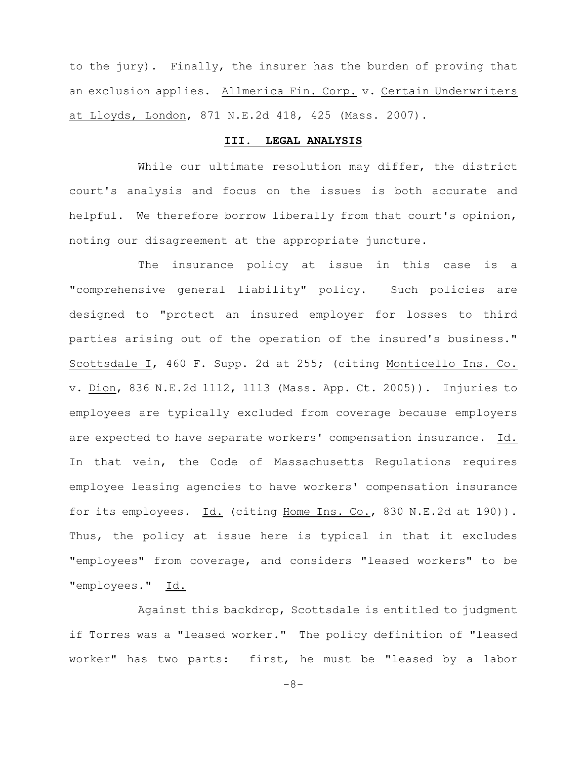to the jury). Finally, the insurer has the burden of proving that an exclusion applies. Allmerica Fin. Corp. v. Certain Underwriters at Lloyds, London, 871 N.E.2d 418, 425 (Mass. 2007).

## III. LEGAL ANALYSIS

While our ultimate resolution may differ, the district court's analysis and focus on the issues is both accurate and helpful. We therefore borrow liberally from that court's opinion, noting our disagreement at the appropriate juncture.

The insurance policy at issue in this case is a "comprehensive general liability" policy. Such policies are designed to "protect an insured employer for losses to third parties arising out of the operation of the insured's business." Scottsdale I, 460 F. Supp. 2d at 255; (citing Monticello Ins. Co. v. Dion, 836 N.E.2d 1112, 1113 (Mass. App. Ct. 2005)). Injuries to employees are typically excluded from coverage because employers are expected to have separate workers' compensation insurance. Id. In that vein, the Code of Massachusetts Regulations requires employee leasing agencies to have workers' compensation insurance for its employees. Id. (citing Home Ins. Co., 830 N.E.2d at 190)). Thus, the policy at issue here is typical in that it excludes "employees" from coverage, and considers "leased workers" to be "employees." Id.

Against this backdrop, Scottsdale is entitled to judgment if Torres was a "leased worker." The policy definition of "leased worker" has two parts: first, he must be "leased by a labor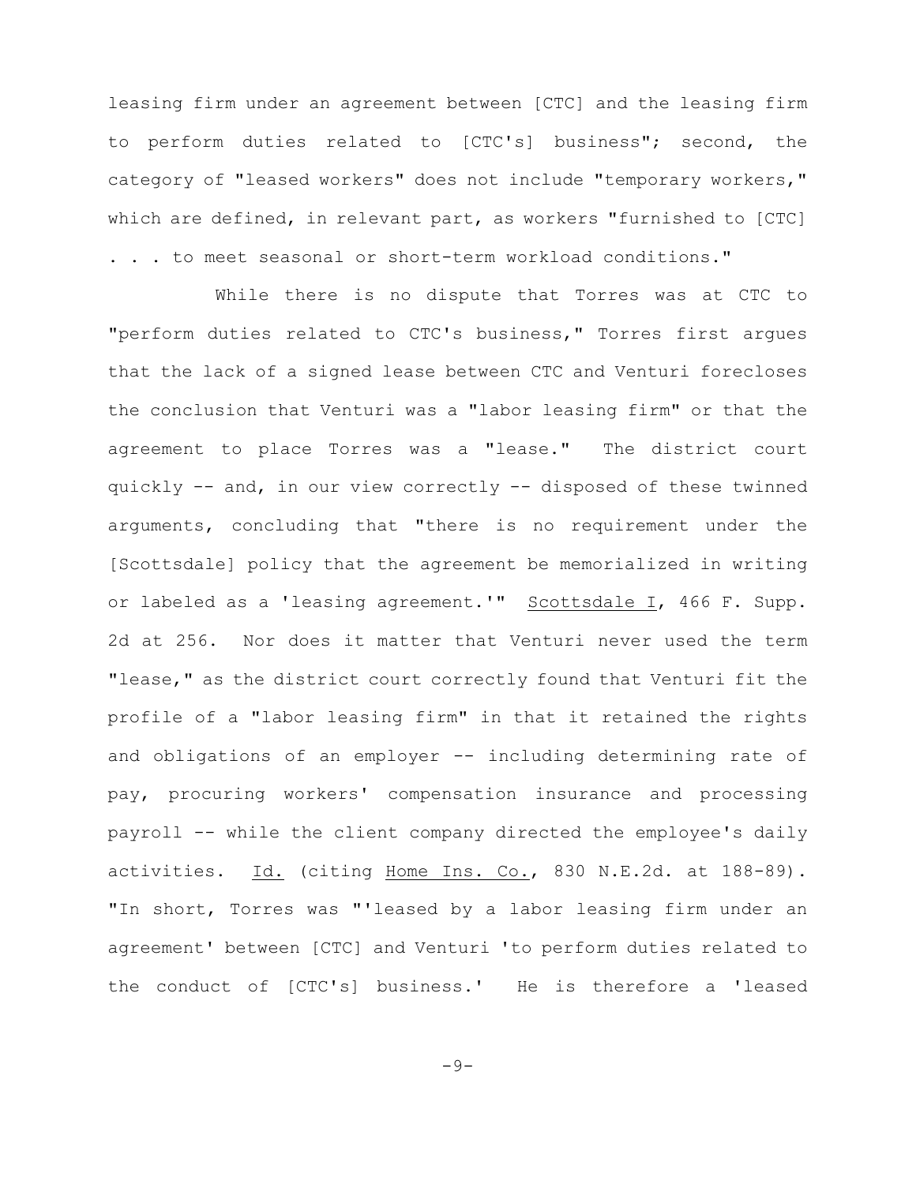leasing firm under an agreement between [CTC] and the leasing firm to perform duties related to [CTC's] business"; second, the category of "leased workers" does not include "temporary workers," which are defined, in relevant part, as workers "furnished to [CTC] . . . to meet seasonal or short-term workload conditions."

While there is no dispute that Torres was at CTC to "perform duties related to CTC's business," Torres first argues that the lack of a signed lease between CTC and Venturi forecloses the conclusion that Venturi was a "labor leasing firm" or that the agreement to place Torres was a "lease." The district court quickly -- and, in our view correctly -- disposed of these twinned arguments, concluding that "there is no requirement under the [Scottsdale] policy that the agreement be memorialized in writing or labeled as a 'leasing agreement.'" Scottsdale I, 466 F. Supp. 2d at 256. Nor does it matter that Venturi never used the term "lease," as the district court correctly found that Venturi fit the profile of a "labor leasing firm" in that it retained the rights and obligations of an employer -- including determining rate of pay, procuring workers' compensation insurance and processing payroll -- while the client company directed the employee's daily activities. Id. (citing Home Ins. Co., 830 N.E.2d. at 188-89). "In short, Torres was "'leased by a labor leasing firm under an agreement' between [CTC] and Venturi 'to perform duties related to the conduct of [CTC's] business.' He is therefore a 'leased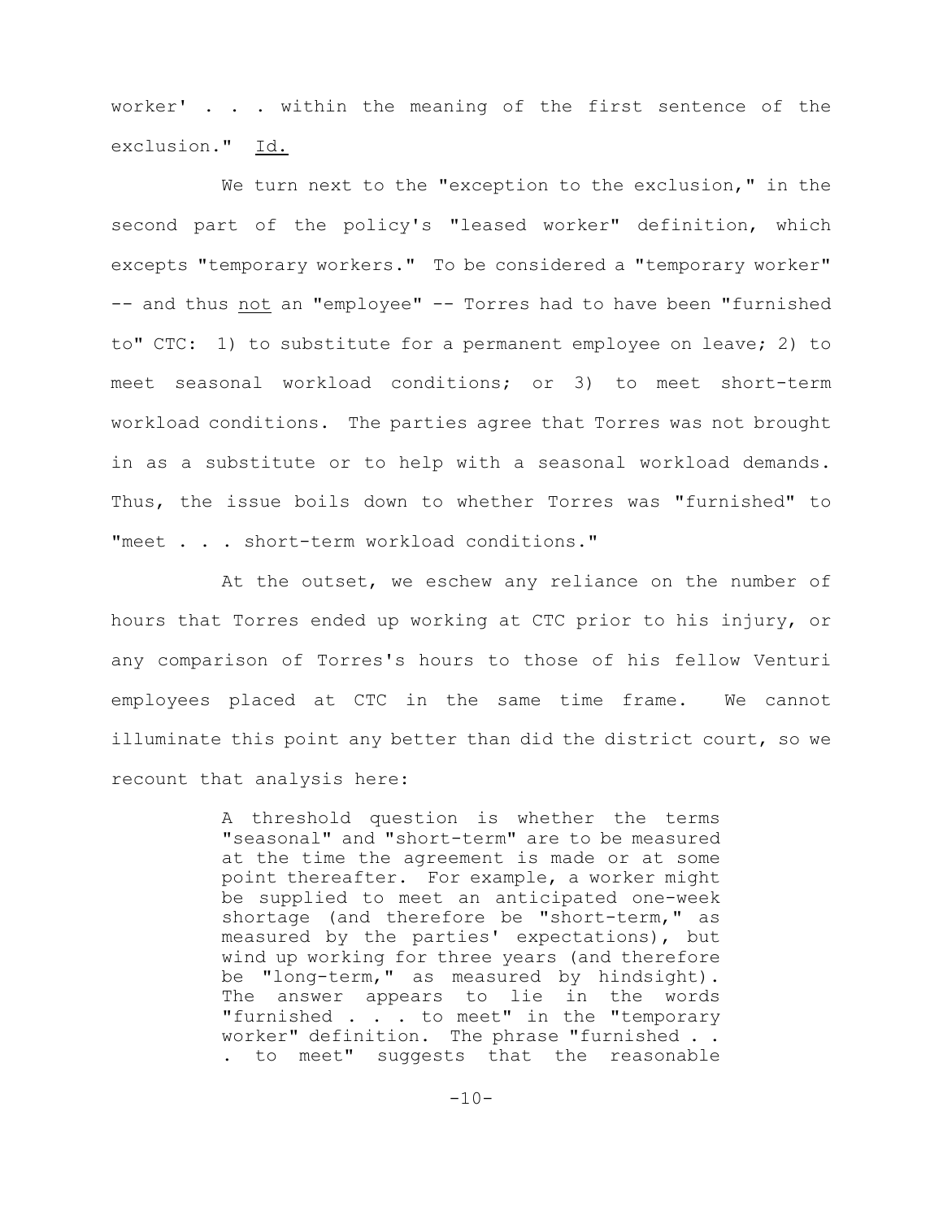worker' . . . within the meaning of the first sentence of the exclusion." Id.

We turn next to the "exception to the exclusion," in the second part of the policy's "leased worker" definition, which excepts "temporary workers." To be considered a "temporary worker" -- and thus not an "employee" -- Torres had to have been "furnished to" CTC: 1) to substitute for a permanent employee on leave; 2) to meet seasonal workload conditions; or 3) to meet short-term workload conditions. The parties agree that Torres was not brought in as a substitute or to help with a seasonal workload demands. Thus, the issue boils down to whether Torres was "furnished" to "meet . . . short-term workload conditions."

At the outset, we eschew any reliance on the number of hours that Torres ended up working at CTC prior to his injury, or any comparison of Torres's hours to those of his fellow Venturi employees placed at CTC in the same time frame. We cannot illuminate this point any better than did the district court, so we recount that analysis here:

> A threshold question is whether the terms "seasonal" and "short-term" are to be measured at the time the agreement is made or at some point thereafter. For example, a worker might be supplied to meet an anticipated one-week shortage (and therefore be "short-term," as measured by the parties' expectations), but wind up working for three years (and therefore be "long-term," as measured by hindsight). The answer appears to lie in the words "furnished . . . to meet" in the "temporary worker" definition. The phrase "furnished . . . to meet" suggests that the reasonable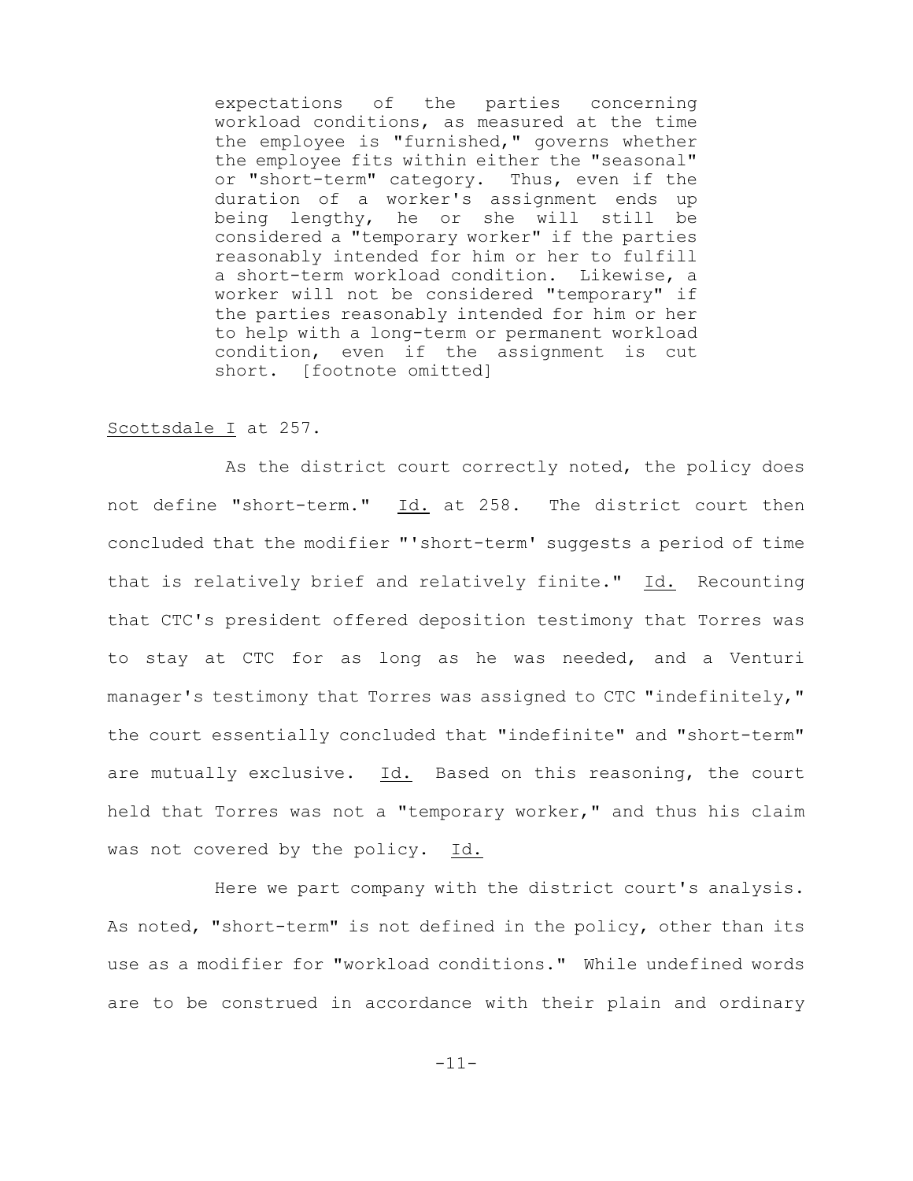> expectations of the parties concerning workload conditions, as measured at the time the employee is "furnished," governs whether the employee fits within either the "seasonal" or "short-term" category. Thus, even if the duration of a worker's assignment ends up being lengthy, he or she will still be considered a "temporary worker" if the parties reasonably intended for him or her to fulfill a short-term workload condition. Likewise, a worker will not be considered "temporary" if the parties reasonably intended for him or her to help with a long-term or permanent workload condition, even if the assignment is cut short. [footnote omitted]

Scottsdale I at 257.

As the district court correctly noted, the policy does not define "short-term." Id. at 258. The district court then concluded that the modifier "'short-term' suggests a period of time that is relatively brief and relatively finite." Id. Recounting that CTC's president offered deposition testimony that Torres was to stay at CTC for as long as he was needed, and a Venturi manager's testimony that Torres was assigned to CTC "indefinitely," the court essentially concluded that "indefinite" and "short-term" are mutually exclusive. Id. Based on this reasoning, the court held that Torres was not a "temporary worker," and thus his claim was not covered by the policy. Id.

Here we part company with the district court's analysis. As noted, "short-term" is not defined in the policy, other than its use as a modifier for "workload conditions." While undefined words are to be construed in accordance with their plain and ordinary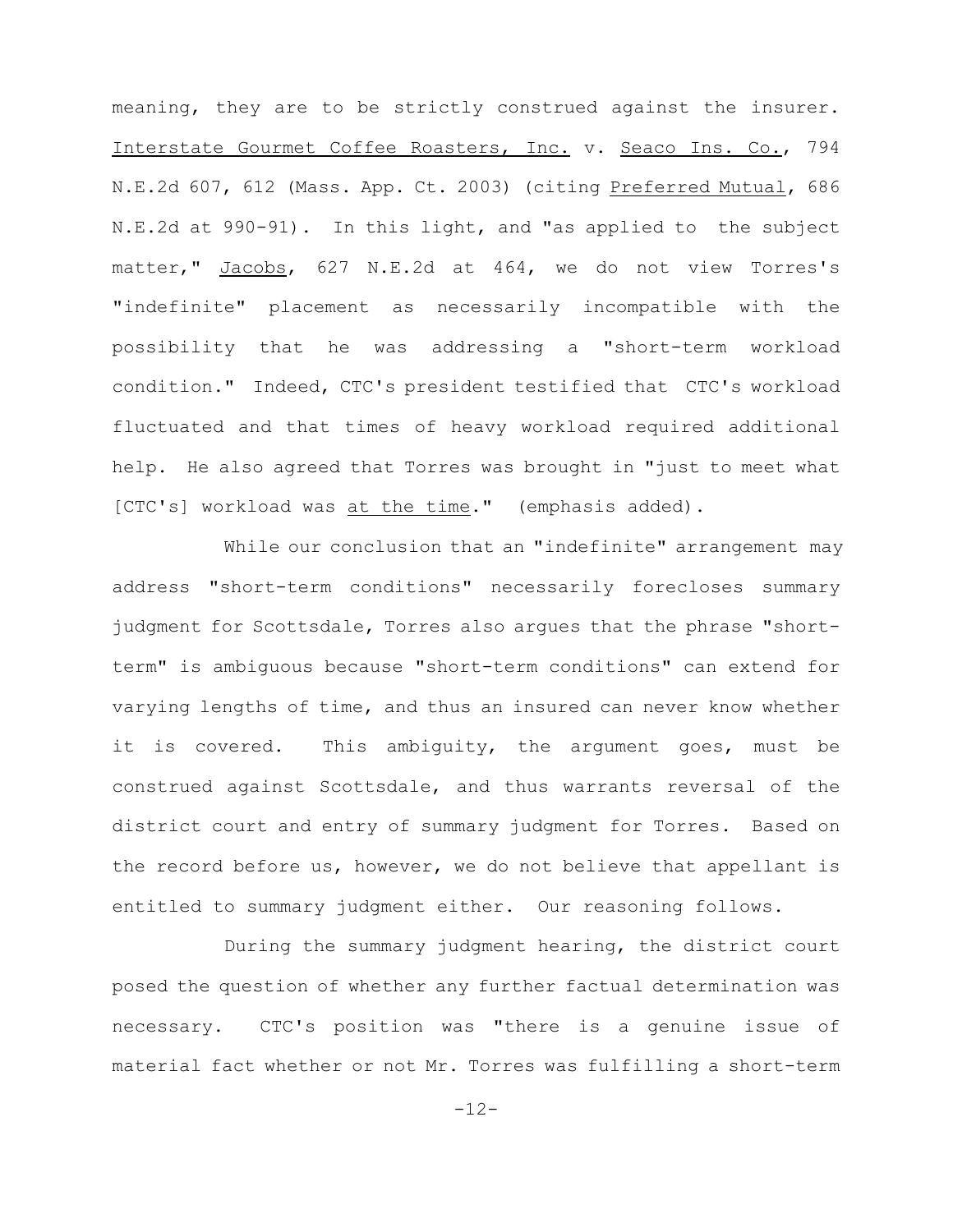meaning, they are to be strictly construed against the insurer. Interstate Gourmet Coffee Roasters, Inc. v. Seaco Ins. Co., 794 N.E.2d 607, 612 (Mass. App. Ct. 2003) (citing Preferred Mutual, 686 N.E.2d at 990-91). In this light, and "as applied to the subject matter," Jacobs, 627 N.E.2d at 464, we do not view Torres's "indefinite" placement as necessarily incompatible with the possibility that he was addressing a "short-term workload condition." Indeed, CTC's president testified that CTC's workload fluctuated and that times of heavy workload required additional help. He also agreed that Torres was brought in "just to meet what [CTC's] workload was at the time." (emphasis added).

While our conclusion that an "indefinite" arrangement may address "short-term conditions" necessarily forecloses summary judgment for Scottsdale, Torres also argues that the phrase "short-term" is ambiguous because "short-term conditions" can extend for varying lengths of time, and thus an insured can never know whether it is covered. This ambiguity, the argument goes, must be construed against Scottsdale, and thus warrants reversal of the district court and entry of summary judgment for Torres. Based on the record before us, however, we do not believe that appellant is entitled to summary judgment either. Our reasoning follows.

During the summary judgment hearing, the district court posed the question of whether any further factual determination was necessary. CTC's position was "there is a genuine issue of material fact whether or not Mr. Torres was fulfilling a short-term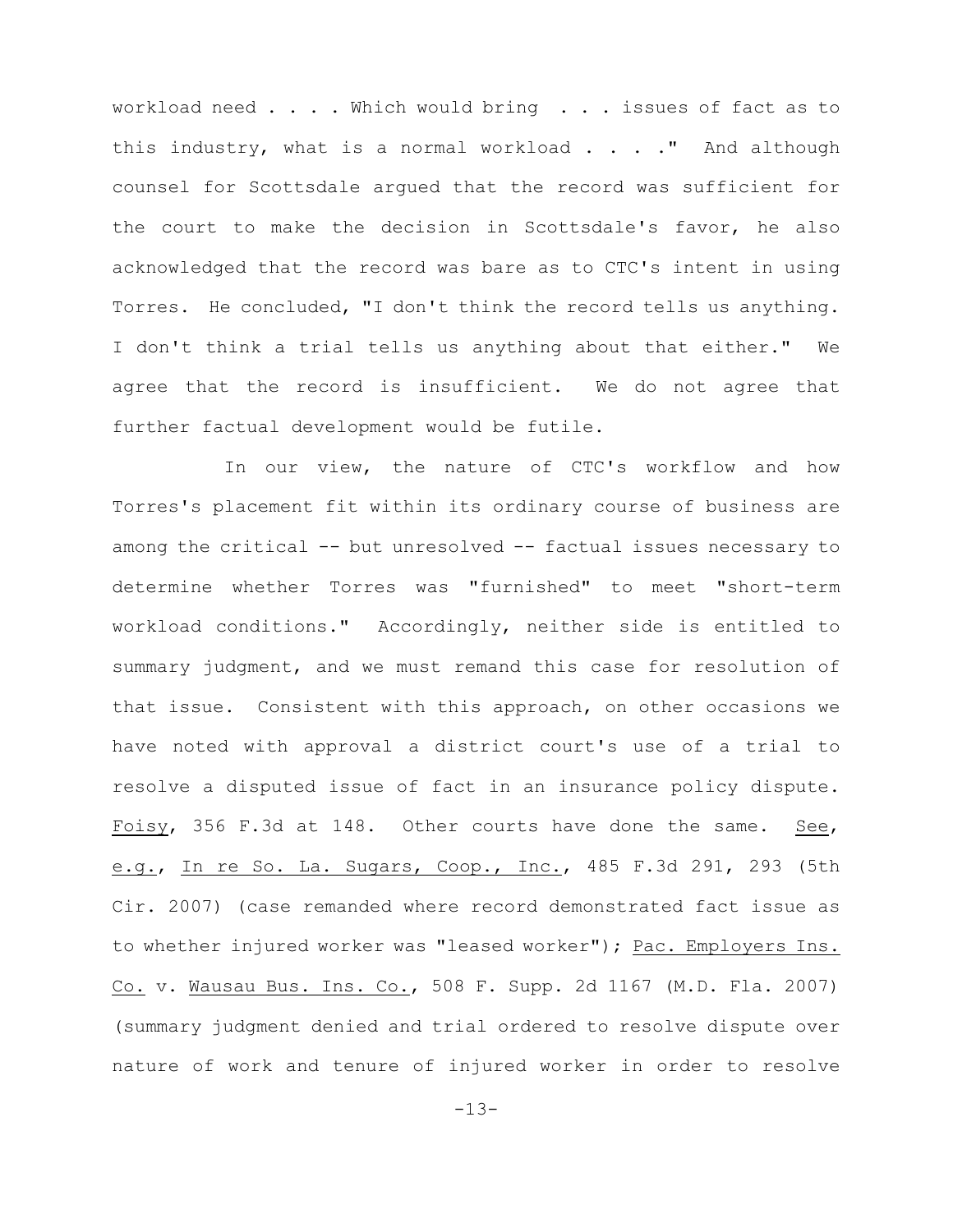workload need . . . . Which would bring . . . issues of fact as to this industry, what is a normal workload . . . ." And although counsel for Scottsdale argued that the record was sufficient for the court to make the decision in Scottsdale's favor, he also acknowledged that the record was bare as to CTC's intent in using Torres. He concluded, "I don't think the record tells us anything. I don't think a trial tells us anything about that either." We agree that the record is insufficient. We do not agree that further factual development would be futile.

In our view, the nature of CTC's workflow and how Torres's placement fit within its ordinary course of business are among the critical -- but unresolved -- factual issues necessary to determine whether Torres was "furnished" to meet "short-term workload conditions." Accordingly, neither side is entitled to summary judgment, and we must remand this case for resolution of that issue. Consistent with this approach, on other occasions we have noted with approval a district court's use of a trial to resolve a disputed issue of fact in an insurance policy dispute. Foisy, 356 F.3d at 148. Other courts have done the same. See, e.g., In re So. La. Sugars, Coop., Inc., 485 F.3d 291, 293 (5th Cir. 2007) (case remanded where record demonstrated fact issue as to whether injured worker was "leased worker"); Pac. Employers Ins. Co. v. Wausau Bus. Ins. Co., 508 F. Supp. 2d 1167 (M.D. Fla. 2007) (summary judgment denied and trial ordered to resolve dispute over nature of work and tenure of injured worker in order to resolve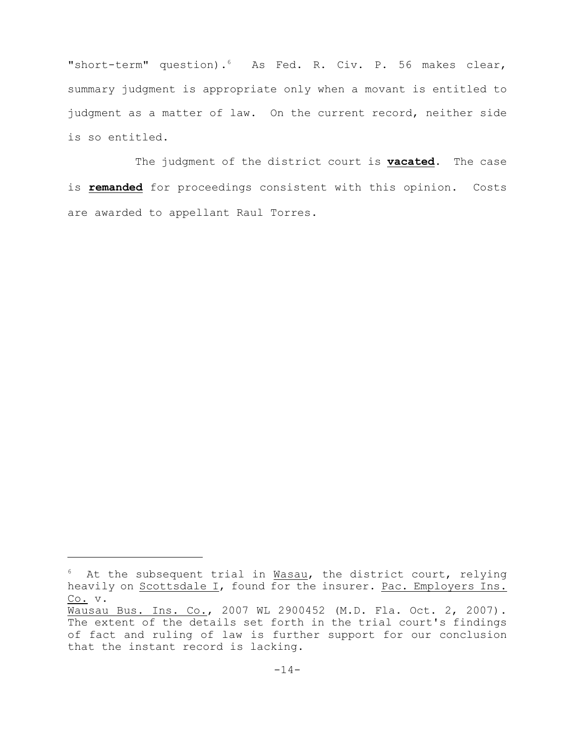"short-term" question).[6] As Fed. R. Civ. P. 56 makes clear, summary judgment is appropriate only when a movant is entitled to judgment as a matter of law. On the current record, neither side is so entitled.

The judgment of the district court is **vacated**. The case is **remanded** for proceedings consistent with this opinion. Costs are awarded to appellant Raul Torres.

---

[6] At the subsequent trial in Wasau, the district court, relying heavily on Scottsdale I, found for the insurer. Pac. Employers Ins. Co. v. Wausau Bus. Ins. Co., 2007 WL 2900452 (M.D. Fla. Oct. 2, 2007). The extent of the details set forth in the trial court's findings of fact and ruling of law is further support for our conclusion that the instant record is lacking.